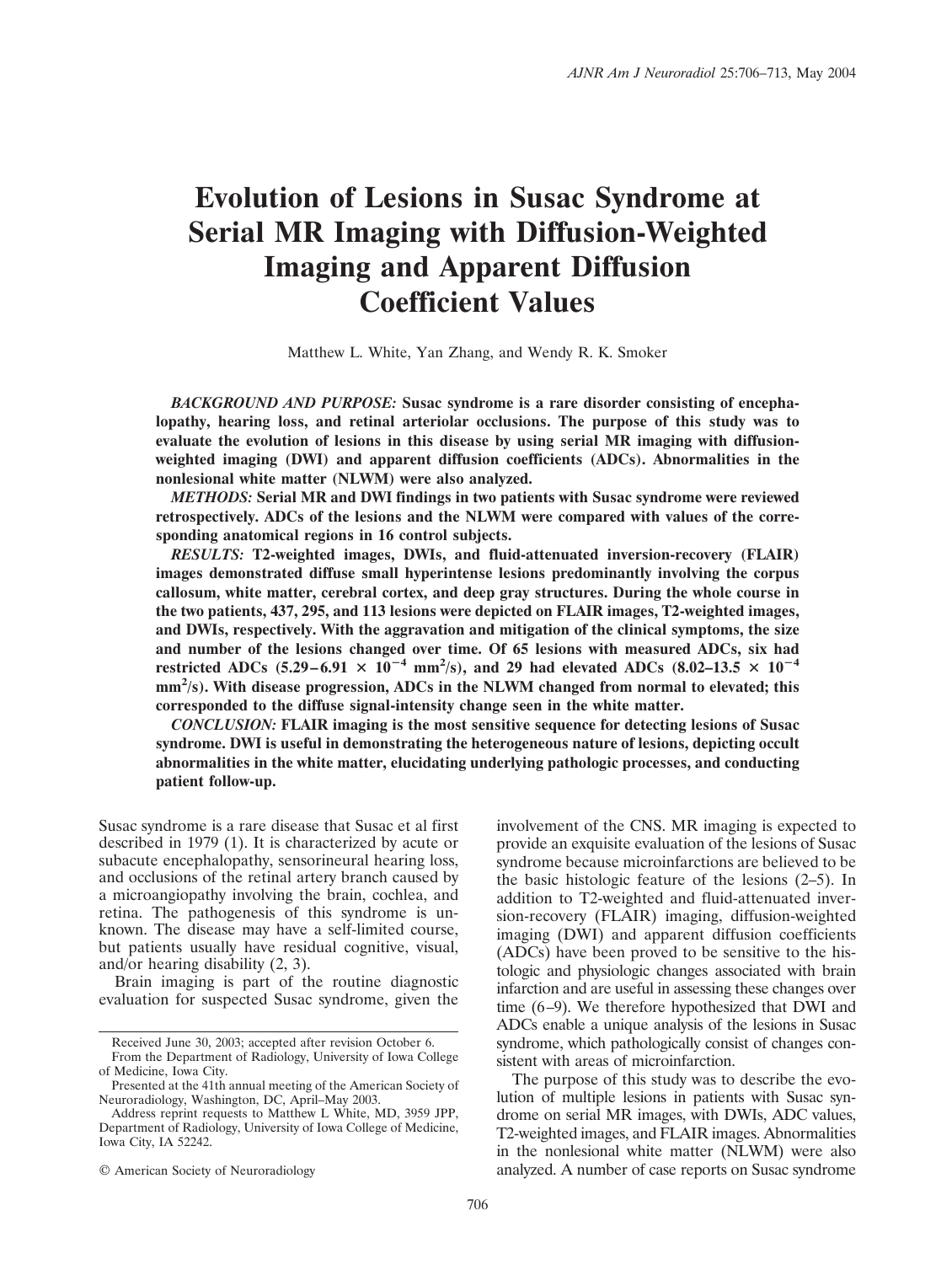# Evolution of Lesions in Susac Syndrome at Serial MR Imaging with Diffusion-Weighted Imaging and Apparent Diffusion Coefficient Values

Matthew L. White, Yan Zhang, and Wendy R. K. Smoker

***BACKGROUND AND PURPOSE:*** **Susac syndrome is a rare disorder consisting of encephalopathy, hearing loss, and retinal arteriolar occlusions. The purpose of this study was to evaluate the evolution of lesions in this disease by using serial MR imaging with diffusion-weighted imaging (DWI) and apparent diffusion coefficients (ADCs). Abnormalities in the nonlesional white matter (NLWM) were also analyzed.**

***METHODS:*** **Serial MR and DWI findings in two patients with Susac syndrome were reviewed retrospectively. ADCs of the lesions and the NLWM were compared with values of the corresponding anatomical regions in 16 control subjects.**

***RESULTS:*** **T2-weighted images, DWIs, and fluid-attenuated inversion-recovery (FLAIR) images demonstrated diffuse small hyperintense lesions predominantly involving the corpus callosum, white matter, cerebral cortex, and deep gray structures. During the whole course in the two patients, 437, 295, and 113 lesions were depicted on FLAIR images, T2-weighted images, and DWIs, respectively. With the aggravation and mitigation of the clinical symptoms, the size and number of the lesions changed over time. Of 65 lesions with measured ADCs, six had restricted ADCs ($5.29 – 6.91 \times 10^{-4}$ mm$^2$/s), and 29 had elevated ADCs ($8.02 – 13.5 \times 10^{-4}$ mm$^2$/s). With disease progression, ADCs in the NLWM changed from normal to elevated; this corresponded to the diffuse signal-intensity change seen in the white matter.**

***CONCLUSION:*** **FLAIR imaging is the most sensitive sequence for detecting lesions of Susac syndrome. DWI is useful in demonstrating the heterogeneous nature of lesions, depicting occult abnormalities in the white matter, elucidating underlying pathologic processes, and conducting patient follow-up.**

Susac syndrome is a rare disease that Susac et al first described in 1979 (1). It is characterized by acute or subacute encephalopathy, sensorineural hearing loss, and occlusions of the retinal artery branch caused by a microangiopathy involving the brain, cochlea, and retina. The pathogenesis of this syndrome is unknown. The disease may have a self-limited course, but patients usually have residual cognitive, visual, and/or hearing disability (2, 3).

Brain imaging is part of the routine diagnostic evaluation for suspected Susac syndrome, given the involvement of the CNS. MR imaging is expected to provide an exquisite evaluation of the lesions of Susac syndrome because microinfarctions are believed to be the basic histologic feature of the lesions (2–5). In addition to T2-weighted and fluid-attenuated inversion-recovery (FLAIR) imaging, diffusion-weighted imaging (DWI) and apparent diffusion coefficients (ADCs) have been proved to be sensitive to the histologic and physiologic changes associated with brain infarction and are useful in assessing these changes over time (6–9). We therefore hypothesized that DWI and ADCs enable a unique analysis of the lesions in Susac syndrome, which pathologically consist of changes consistent with areas of microinfarction.

The purpose of this study was to describe the evolution of multiple lesions in patients with Susac syndrome on serial MR images, with DWIs, ADC values, T2-weighted images, and FLAIR images. Abnormalities in the nonlesional white matter (NLWM) were also analyzed. A number of case reports on Susac syndrome

Received June 30, 2003; accepted after revision October 6.

From the Department of Radiology, University of Iowa College of Medicine, Iowa City.

Presented at the 41th annual meeting of the American Society of Neuroradiology, Washington, DC, April–May 2003.

Address reprint requests to Matthew L White, MD, 3959 JPP, Department of Radiology, University of Iowa College of Medicine, Iowa City, IA 52242.

© American Society of Neuroradiology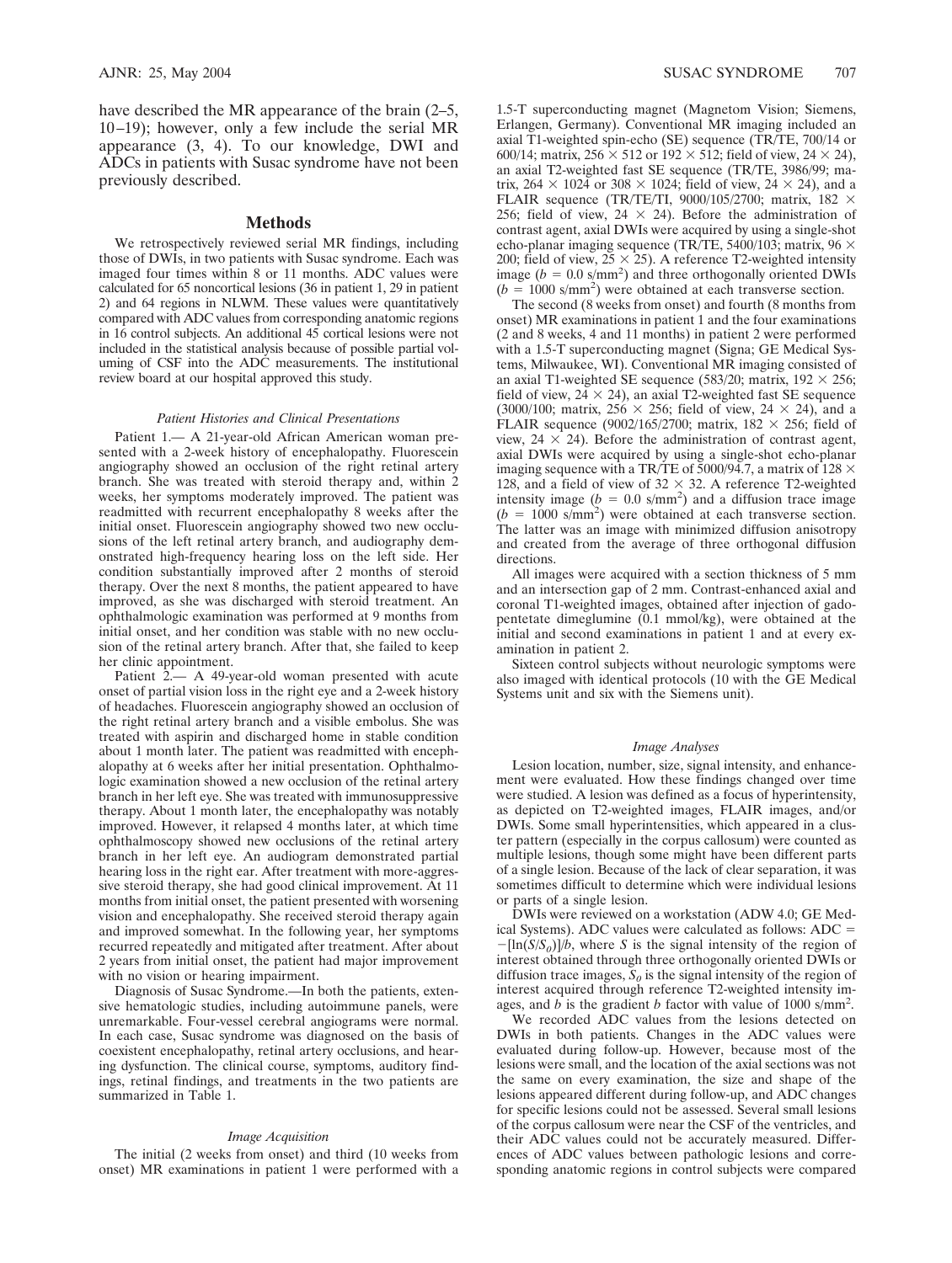have described the MR appearance of the brain (2–5, 10–19); however, only a few include the serial MR appearance (3, 4). To our knowledge, DWI and ADCs in patients with Susac syndrome have not been previously described.

## Methods

We retrospectively reviewed serial MR findings, including those of DWIs, in two patients with Susac syndrome. Each was imaged four times within 8 or 11 months. ADC values were calculated for 65 noncortical lesions (36 in patient 1, 29 in patient 2) and 64 regions in NLWM. These values were quantitatively compared with ADC values from corresponding anatomic regions in 16 control subjects. An additional 45 cortical lesions were not included in the statistical analysis because of possible partial voluming of CSF into the ADC measurements. The institutional review board at our hospital approved this study.

### *Patient Histories and Clinical Presentations*

Patient 1.— A 21-year-old African American woman presented with a 2-week history of encephalopathy. Fluorescein angiography showed an occlusion of the right retinal artery branch. She was treated with steroid therapy and, within 2 weeks, her symptoms moderately improved. The patient was readmitted with recurrent encephalopathy 8 weeks after the initial onset. Fluorescein angiography showed two new occlusions of the left retinal artery branch, and audiography demonstrated high-frequency hearing loss on the left side. Her condition substantially improved after 2 months of steroid therapy. Over the next 8 months, the patient appeared to have improved, as she was discharged with steroid treatment. An ophthalmologic examination was performed at 9 months from initial onset, and her condition was stable with no new occlusion of the retinal artery branch. After that, she failed to keep her clinic appointment.

Patient 2.— A 49-year-old woman presented with acute onset of partial vision loss in the right eye and a 2-week history of headaches. Fluorescein angiography showed an occlusion of the right retinal artery branch and a visible embolus. She was treated with aspirin and discharged home in stable condition about 1 month later. The patient was readmitted with encephalopathy at 6 weeks after her initial presentation. Ophthalmologic examination showed a new occlusion of the retinal artery branch in her left eye. She was treated with immunosuppressive therapy. About 1 month later, the encephalopathy was notably improved. However, it relapsed 4 months later, at which time ophthalmoscopy showed new occlusions of the retinal artery branch in her left eye. An audiogram demonstrated partial hearing loss in the right ear. After treatment with more-aggressive steroid therapy, she had good clinical improvement. At 11 months from initial onset, the patient presented with worsening vision and encephalopathy. She received steroid therapy again and improved somewhat. In the following year, her symptoms recurred repeatedly and mitigated after treatment. After about 2 years from initial onset, the patient had major improvement with no vision or hearing impairment.

Diagnosis of Susac Syndrome.—In both the patients, extensive hematologic studies, including autoimmune panels, were unremarkable. Four-vessel cerebral angiograms were normal. In each case, Susac syndrome was diagnosed on the basis of coexistent encephalopathy, retinal artery occlusions, and hearing dysfunction. The clinical course, symptoms, auditory findings, retinal findings, and treatments in the two patients are summarized in Table 1.

### *Image Acquisition*

The initial (2 weeks from onset) and third (10 weeks from onset) MR examinations in patient 1 were performed with a 1.5-T superconducting magnet (Magnetom Vision; Siemens, Erlangen, Germany). Conventional MR imaging included an axial T1-weighted spin-echo (SE) sequence (TR/TE, 700/14 or 600/14; matrix, $256 \times 512$ or $192 \times 512$; field of view, $24 \times 24$), an axial T2-weighted fast SE sequence (TR/TE, 3986/99; matrix, $264 \times 1024$ or $308 \times 1024$; field of view, $24 \times 24$), and a FLAIR sequence (TR/TE/TI, 9000/105/2700; matrix, $182 \times 256$; field of view, $24 \times 24$). Before the administration of contrast agent, axial DWIs were acquired by using a single-shot echo-planar imaging sequence (TR/TE, 5400/103; matrix, $96 \times 200$; field of view, $25 \times 25$). A reference T2-weighted intensity image ($b = 0.0$ s/mm$^2$) and three orthogonally oriented DWIs ($b = 1000$ s/mm$^2$) were obtained at each transverse section.

The second (8 weeks from onset) and fourth (8 months from onset) MR examinations in patient 1 and the four examinations (2 and 8 weeks, 4 and 11 months) in patient 2 were performed with a 1.5-T superconducting magnet (Signa; GE Medical Systems, Milwaukee, WI). Conventional MR imaging consisted of an axial T1-weighted SE sequence (583/20; matrix, $192 \times 256$; field of view, $24 \times 24$), an axial T2-weighted fast SE sequence (3000/100; matrix, $256 \times 256$; field of view, $24 \times 24$), and a FLAIR sequence (9002/165/2700; matrix, $182 \times 256$; field of view, $24 \times 24$). Before the administration of contrast agent, axial DWIs were acquired by using a single-shot echo-planar imaging sequence with a TR/TE of 5000/94.7, a matrix of $128 \times 128$, and a field of view of $32 \times 32$. A reference T2-weighted intensity image ($b = 0.0$ s/mm$^2$) and a diffusion trace image ($b = 1000$ s/mm$^2$) were obtained at each transverse section. The latter was an image with minimized diffusion anisotropy and created from the average of three orthogonal diffusion directions.

All images were acquired with a section thickness of 5 mm and an intersection gap of 2 mm. Contrast-enhanced axial and coronal T1-weighted images, obtained after injection of gadopentetate dimeglumine (0.1 mmol/kg), were obtained at the initial and second examinations in patient 1 and at every examination in patient 2.

Sixteen control subjects without neurologic symptoms were also imaged with identical protocols (10 with the GE Medical Systems unit and six with the Siemens unit).

### *Image Analyses*

Lesion location, number, size, signal intensity, and enhancement were evaluated. How these findings changed over time were studied. A lesion was defined as a focus of hyperintensity, as depicted on T2-weighted images, FLAIR images, and/or DWIs. Some small hyperintensities, which appeared in a cluster pattern (especially in the corpus callosum) were counted as multiple lesions, though some might have been different parts of a single lesion. Because of the lack of clear separation, it was sometimes difficult to determine which were individual lesions or parts of a single lesion.

DWIs were reviewed on a workstation (ADW 4.0; GE Medical Systems). ADC values were calculated as follows: $\text{ADC} = -[\ln(S/S_0)]/b$, where $S$ is the signal intensity of the region of interest obtained through three orthogonally oriented DWIs or diffusion trace images, $S_0$ is the signal intensity of the region of interest acquired through reference T2-weighted intensity images, and $b$ is the gradient $b$ factor with value of 1000 s/mm$^2$.

We recorded ADC values from the lesions detected on DWIs in both patients. Changes in the ADC values were evaluated during follow-up. However, because most of the lesions were small, and the location of the axial sections was not the same on every examination, the size and shape of the lesions appeared different during follow-up, and ADC changes for specific lesions could not be assessed. Several small lesions of the corpus callosum were near the CSF of the ventricles, and their ADC values could not be accurately measured. Differences of ADC values between pathologic lesions and corresponding anatomic regions in control subjects were compared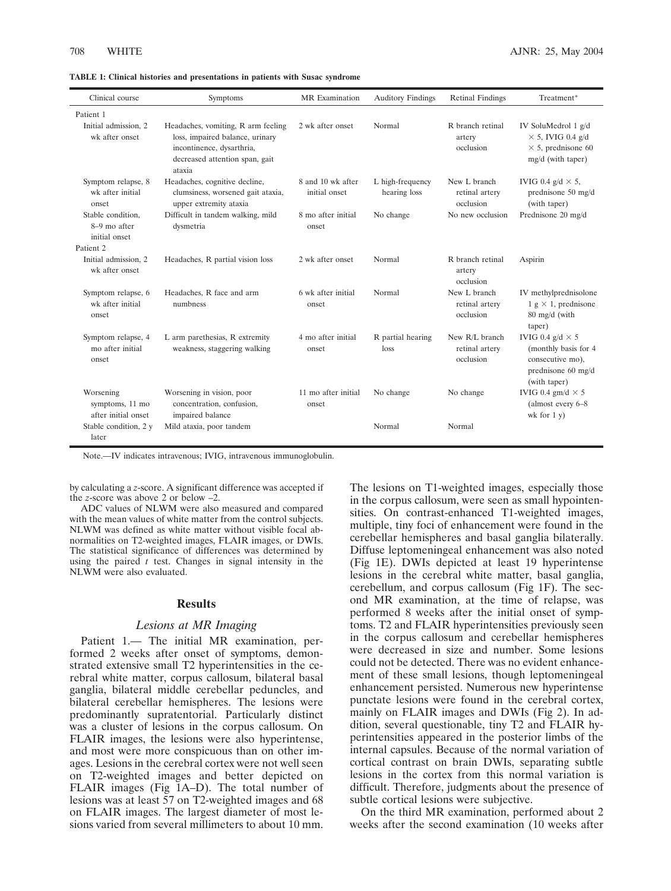**TABLE 1: Clinical histories and presentations in patients with Susac syndrome**

| Clinical course | Symptoms | MR Examination | Auditory Findings | Retinal Findings | Treatment* |
|---|---|---|---|---|---|
| Patient 1 | | | | | |
| Initial admission, 2 wk after onset | Headaches, vomiting, R arm feeling loss, impaired balance, urinary incontinence, dysarthria, decreased attention span, gait ataxia | 2 wk after onset | Normal | R branch retinal artery occlusion | IV SoluMedrol 1 g/d × 5, IVIG 0.4 g/d × 5, prednisone 60 mg/d (with taper) |
| Symptom relapse, 8 wk after initial onset | Headaches, cognitive decline, clumsiness, worsened gait ataxia, upper extremity ataxia | 8 and 10 wk after initial onset | L high-frequency hearing loss | New L branch retinal artery occlusion | IVIG 0.4 g/d × 5, prednisone 50 mg/d (with taper) |
| Stable condition, 8–9 mo after initial onset | Difficult in tandem walking, mild dysmetria | 8 mo after initial onset | No change | No new occlusion | Prednisone 20 mg/d |
| Patient 2 | | | | | |
| Initial admission, 2 wk after onset | Headaches, R partial vision loss | 2 wk after onset | Normal | R branch retinal artery occlusion | Aspirin |
| Symptom relapse, 6 wk after initial onset | Headaches, R face and arm numbness | 6 wk after initial onset | Normal | New L branch retinal artery occlusion | IV methylprednisolone 1 g × 1, prednisone 80 mg/d (with taper) |
| Symptom relapse, 4 mo after initial onset | L arm parethesias, R extremity weakness, staggering walking | 4 mo after initial onset | R partial hearing loss | New R/L branch retinal artery occlusion | IVIG 0.4 g/d × 5 (monthly basis for 4 consecutive mo), prednisone 60 mg/d (with taper) |
| Worsening symptoms, 11 mo after initial onset | Worsening in vision, poor concentration, confusion, impaired balance | 11 mo after initial onset | No change | No change | IVIG 0.4 gm/d × 5 (almost every 6–8 wk for 1 y) |
| Stable condition, 2 y later | Mild ataxia, poor tandem | | Normal | Normal | |

Note.—IV indicates intravenous; IVIG, intravenous immunoglobulin.

by calculating a *z*-score. A significant difference was accepted if the *z*-score was above 2 or below –2.

ADC values of NLWM were also measured and compared with the mean values of white matter from the control subjects. NLWM was defined as white matter without visible focal abnormalities on T2-weighted images, FLAIR images, or DWIs. The statistical significance of differences was determined by using the paired *t* test. Changes in signal intensity in the NLWM were also evaluated.

## Results

### *Lesions at MR Imaging*

Patient 1.— The initial MR examination, performed 2 weeks after onset of symptoms, demonstrated extensive small T2 hyperintensities in the cerebral white matter, corpus callosum, bilateral basal ganglia, bilateral middle cerebellar peduncles, and bilateral cerebellar hemispheres. The lesions were predominantly supratentorial. Particularly distinct was a cluster of lesions in the corpus callosum. On FLAIR images, the lesions were also hyperintense, and most were more conspicuous than on other images. Lesions in the cerebral cortex were not well seen on T2-weighted images and better depicted on FLAIR images (Fig 1A–D). The total number of lesions was at least 57 on T2-weighted images and 68 on FLAIR images. The largest diameter of most lesions varied from several millimeters to about 10 mm. The lesions on T1-weighted images, especially those in the corpus callosum, were seen as small hypointensities. On contrast-enhanced T1-weighted images, multiple, tiny foci of enhancement were found in the cerebellar hemispheres and basal ganglia bilaterally. Diffuse leptomeningeal enhancement was also noted (Fig 1E). DWIs depicted at least 19 hyperintense lesions in the cerebral white matter, basal ganglia, cerebellum, and corpus callosum (Fig 1F). The second MR examination, at the time of relapse, was performed 8 weeks after the initial onset of symptoms. T2 and FLAIR hyperintensities previously seen in the corpus callosum and cerebellar hemispheres were decreased in size and number. Some lesions could not be detected. There was no evident enhancement of these small lesions, though leptomeningeal enhancement persisted. Numerous new hyperintense punctate lesions were found in the cerebral cortex, mainly on FLAIR images and DWIs (Fig 2). In addition, several questionable, tiny T2 and FLAIR hyperintensities appeared in the posterior limbs of the internal capsules. Because of the normal variation of cortical contrast on brain DWIs, separating subtle lesions in the cortex from this normal variation is difficult. Therefore, judgments about the presence of subtle cortical lesions were subjective.

On the third MR examination, performed about 2 weeks after the second examination (10 weeks after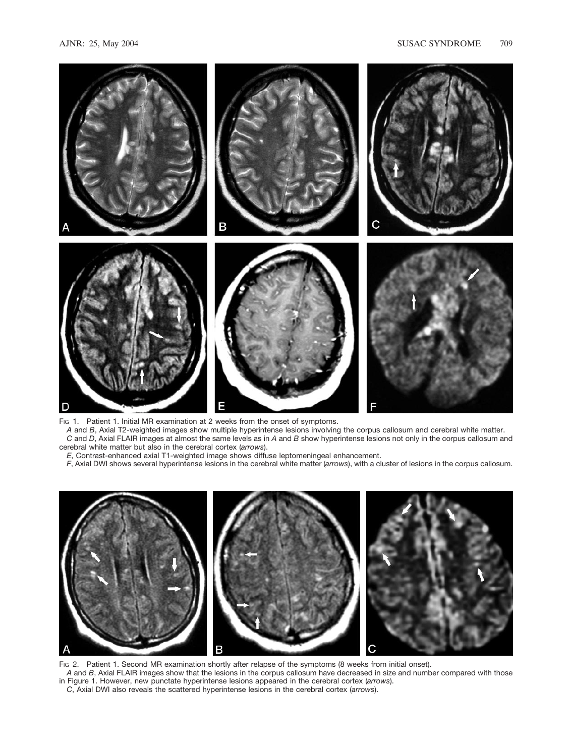Fig 1. Patient 1. Initial MR examination at 2 weeks from the onset of symptoms.

*A* and *B*, Axial T2-weighted images show multiple hyperintense lesions involving the corpus callosum and cerebral white matter.

*C* and *D*, Axial FLAIR images at almost the same levels as in *A* and *B* show hyperintense lesions not only in the corpus callosum and cerebral white matter but also in the cerebral cortex (*arrows*).

*E*, Contrast-enhanced axial T1-weighted image shows diffuse leptomeningeal enhancement.

*F*, Axial DWI shows several hyperintense lesions in the cerebral white matter (*arrows*), with a cluster of lesions in the corpus callosum.

Fig 2. Patient 1. Second MR examination shortly after relapse of the symptoms (8 weeks from initial onset).

*A* and *B*, Axial FLAIR images show that the lesions in the corpus callosum have decreased in size and number compared with those in Figure 1. However, new punctate hyperintense lesions appeared in the cerebral cortex (*arrows*).

*C*, Axial DWI also reveals the scattered hyperintense lesions in the cerebral cortex (*arrows*).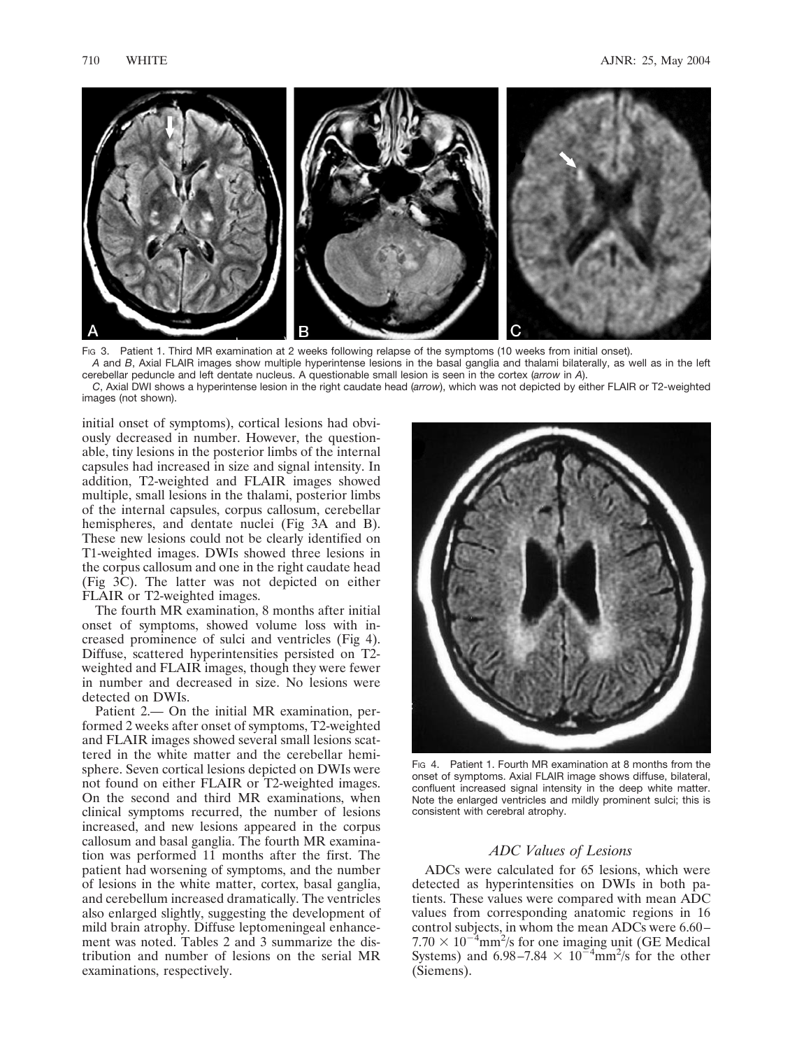Fig 3. Patient 1. Third MR examination at 2 weeks following relapse of the symptoms (10 weeks from initial onset).

*A* and *B*, Axial FLAIR images show multiple hyperintense lesions in the basal ganglia and thalami bilaterally, as well as in the left cerebellar peduncle and left dentate nucleus. A questionable small lesion is seen in the cortex (*arrow* in *A*).

*C*, Axial DWI shows a hyperintense lesion in the right caudate head (*arrow*), which was not depicted by either FLAIR or T2-weighted images (not shown).

initial onset of symptoms), cortical lesions had obviously decreased in number. However, the questionable, tiny lesions in the posterior limbs of the internal capsules had increased in size and signal intensity. In addition, T2-weighted and FLAIR images showed multiple, small lesions in the thalami, posterior limbs of the internal capsules, corpus callosum, cerebellar hemispheres, and dentate nuclei (Fig 3A and B). These new lesions could not be clearly identified on T1-weighted images. DWIs showed three lesions in the corpus callosum and one in the right caudate head (Fig 3C). The latter was not depicted on either FLAIR or T2-weighted images.

The fourth MR examination, 8 months after initial onset of symptoms, showed volume loss with increased prominence of sulci and ventricles (Fig 4). Diffuse, scattered hyperintensities persisted on T2-weighted and FLAIR images, though they were fewer in number and decreased in size. No lesions were detected on DWIs.

Patient 2.— On the initial MR examination, performed 2 weeks after onset of symptoms, T2-weighted and FLAIR images showed several small lesions scattered in the white matter and the cerebellar hemisphere. Seven cortical lesions depicted on DWIs were not found on either FLAIR or T2-weighted images. On the second and third MR examinations, when clinical symptoms recurred, the number of lesions increased, and new lesions appeared in the corpus callosum and basal ganglia. The fourth MR examination was performed 11 months after the first. The patient had worsening of symptoms, and the number of lesions in the white matter, cortex, basal ganglia, and cerebellum increased dramatically. The ventricles also enlarged slightly, suggesting the development of mild brain atrophy. Diffuse leptomeningeal enhancement was noted. Tables 2 and 3 summarize the distribution and number of lesions on the serial MR examinations, respectively.

Fig 4. Patient 1. Fourth MR examination at 8 months from the onset of symptoms. Axial FLAIR image shows diffuse, bilateral, confluent increased signal intensity in the deep white matter. Note the enlarged ventricles and mildly prominent sulci; this is consistent with cerebral atrophy.

### *ADC Values of Lesions*

ADCs were calculated for 65 lesions, which were detected as hyperintensities on DWIs in both patients. These values were compared with mean ADC values from corresponding anatomic regions in 16 control subjects, in whom the mean ADCs were 6.60–7.70 $\times$ $10^{-4}$mm$^2$/s for one imaging unit (GE Medical Systems) and 6.98–7.84 $\times$ $10^{-4}$mm$^2$/s for the other (Siemens).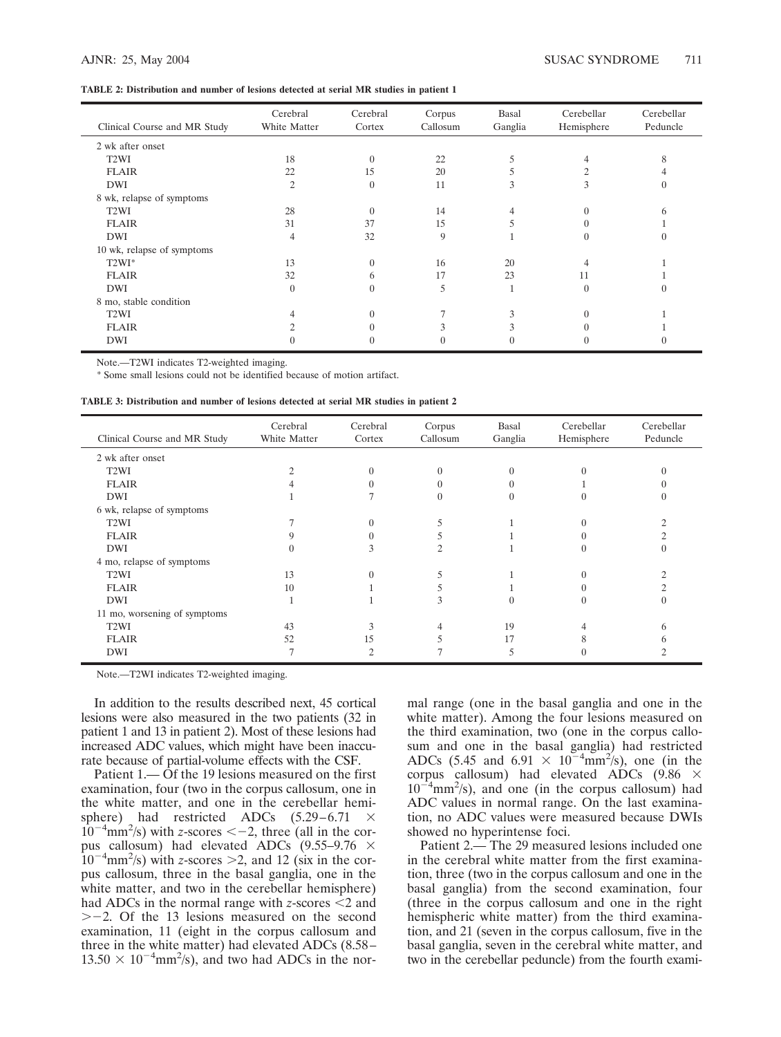**TABLE 2: Distribution and number of lesions detected at serial MR studies in patient 1**

| Clinical Course and MR Study | Cerebral White Matter | Cerebral Cortex | Corpus Callosum | Basal Ganglia | Cerebellar Hemisphere | Cerebellar Peduncle |
|---|---|---|---|---|---|---|
| 2 wk after onset | | | | | | |
| T2WI | 18 | 0 | 22 | 5 | 4 | 8 |
| FLAIR | 22 | 15 | 20 | 5 | 2 | 4 |
| DWI | 2 | 0 | 11 | 3 | 3 | 0 |
| 8 wk, relapse of symptoms | | | | | | |
| T2WI | 28 | 0 | 14 | 4 | 0 | 6 |
| FLAIR | 31 | 37 | 15 | 5 | 0 | 1 |
| DWI | 4 | 32 | 9 | 1 | 0 | 0 |
| 10 wk, relapse of symptoms | | | | | | |
| T2WI* | 13 | 0 | 16 | 20 | 4 | 1 |
| FLAIR | 32 | 6 | 17 | 23 | 11 | 1 |
| DWI | 0 | 0 | 5 | 1 | 0 | 0 |
| 8 mo, stable condition | | | | | | |
| T2WI | 4 | 0 | 7 | 3 | 0 | 1 |
| FLAIR | 2 | 0 | 3 | 3 | 0 | 1 |
| DWI | 0 | 0 | 0 | 0 | 0 | 0 |

Note.—T2WI indicates T2-weighted imaging.

* Some small lesions could not be identified because of motion artifact.

**TABLE 3: Distribution and number of lesions detected at serial MR studies in patient 2**

| Clinical Course and MR Study | Cerebral White Matter | Cerebral Cortex | Corpus Callosum | Basal Ganglia | Cerebellar Hemisphere | Cerebellar Peduncle |
|---|---|---|---|---|---|---|
| 2 wk after onset | | | | | | |
| T2WI | 2 | 0 | 0 | 0 | 0 | 0 |
| FLAIR | 4 | 0 | 0 | 0 | 1 | 0 |
| DWI | 1 | 7 | 0 | 0 | 0 | 0 |
| 6 wk, relapse of symptoms | | | | | | |
| T2WI | 7 | 0 | 5 | 1 | 0 | 2 |
| FLAIR | 9 | 0 | 5 | 1 | 0 | 2 |
| DWI | 0 | 3 | 2 | 1 | 0 | 0 |
| 4 mo, relapse of symptoms | | | | | | |
| T2WI | 13 | 0 | 5 | 1 | 0 | 2 |
| FLAIR | 10 | 1 | 5 | 1 | 0 | 2 |
| DWI | 1 | 1 | 3 | 0 | 0 | 0 |
| 11 mo, worsening of symptoms | | | | | | |
| T2WI | 43 | 3 | 4 | 19 | 4 | 6 |
| FLAIR | 52 | 15 | 5 | 17 | 8 | 6 |
| DWI | 7 | 2 | 7 | 5 | 0 | 2 |

Note.—T2WI indicates T2-weighted imaging.

In addition to the results described next, 45 cortical lesions were also measured in the two patients (32 in patient 1 and 13 in patient 2). Most of these lesions had increased ADC values, which might have been inaccurate because of partial-volume effects with the CSF.

Patient 1.— Of the 19 lesions measured on the first examination, four (two in the corpus callosum, one in the white matter, and one in the cerebellar hemisphere) had restricted ADCs ($5.29–6.71 \times 10^{-4}$mm$^2$/s) with *z*-scores $<-2$, three (all in the corpus callosum) had elevated ADCs ($9.55–9.76 \times 10^{-4}$mm$^2$/s) with *z*-scores $>2$, and 12 (six in the corpus callosum, three in the basal ganglia, one in the white matter, and two in the cerebellar hemisphere) had ADCs in the normal range with *z*-scores $<2$ and $>-2$. Of the 13 lesions measured on the second examination, 11 (eight in the corpus callosum and three in the white matter) had elevated ADCs ($8.58–13.50 \times 10^{-4}$mm$^2$/s), and two had ADCs in the normal range (one in the basal ganglia and one in the white matter). Among the four lesions measured on the third examination, two (one in the corpus callosum and one in the basal ganglia) had restricted ADCs (5.45 and $6.91 \times 10^{-4}$mm$^2$/s), one (in the corpus callosum) had elevated ADCs ($9.86 \times 10^{-4}$mm$^2$/s), and one (in the corpus callosum) had ADC values in normal range. On the last examination, no ADC values were measured because DWIs showed no hyperintense foci.

Patient 2.— The 29 measured lesions included one in the cerebral white matter from the first examination, three (two in the corpus callosum and one in the basal ganglia) from the second examination, four (three in the corpus callosum and one in the right hemispheric white matter) from the third examination, and 21 (seven in the corpus callosum, five in the basal ganglia, seven in the cerebral white matter, and two in the cerebellar peduncle) from the fourth exami-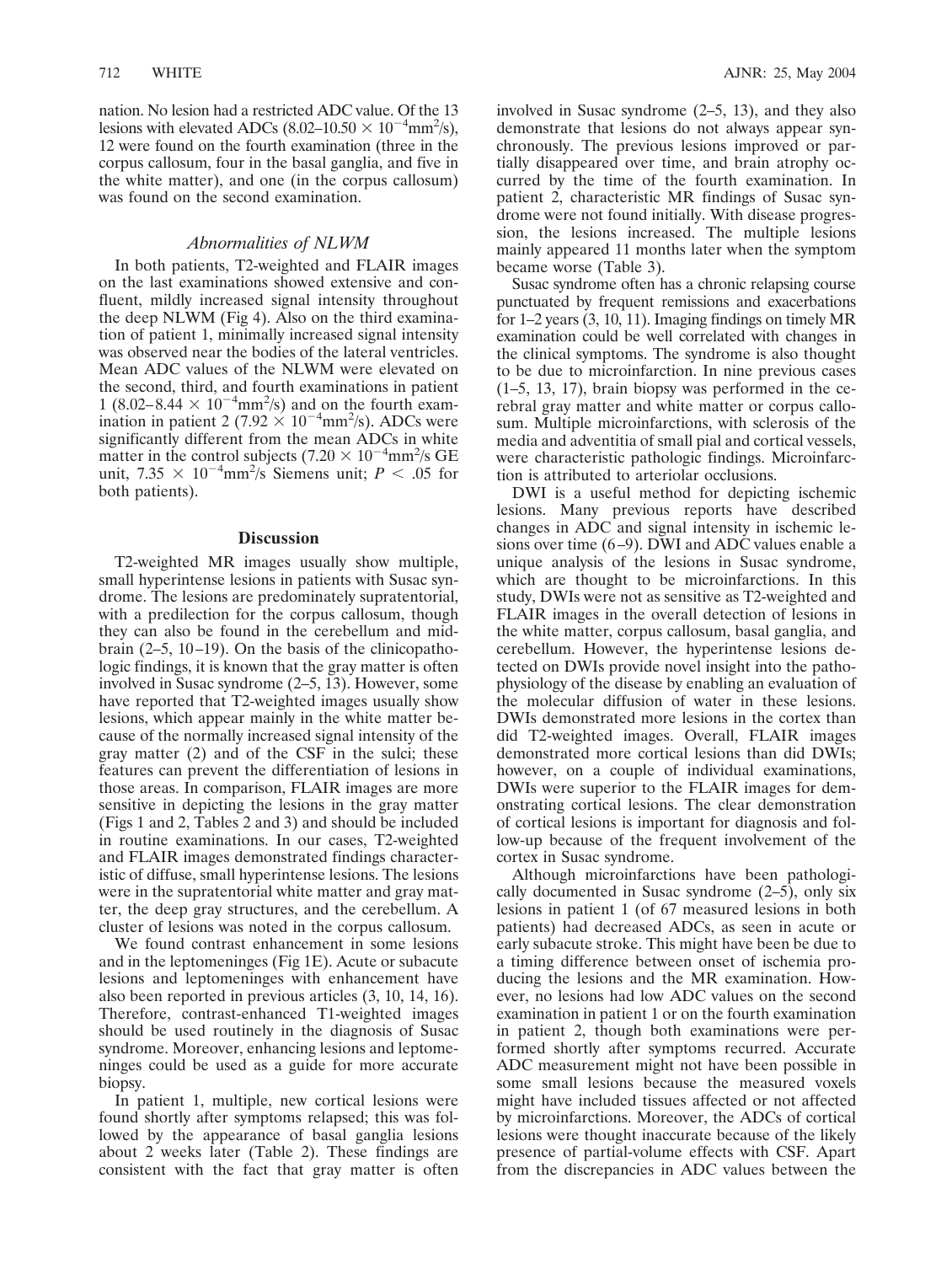nation. No lesion had a restricted ADC value. Of the 13 lesions with elevated ADCs ($8.02–10.50 \times 10^{-4}$mm$^2$/s), 12 were found on the fourth examination (three in the corpus callosum, four in the basal ganglia, and five in the white matter), and one (in the corpus callosum) was found on the second examination.

### *Abnormalities of NLWM*

In both patients, T2-weighted and FLAIR images on the last examinations showed extensive and confluent, mildly increased signal intensity throughout the deep NLWM (Fig 4). Also on the third examination of patient 1, minimally increased signal intensity was observed near the bodies of the lateral ventricles. Mean ADC values of the NLWM were elevated on the second, third, and fourth examinations in patient 1 ($8.02–8.44 \times 10^{-4}$mm$^2$/s) and on the fourth examination in patient 2 ($7.92 \times 10^{-4}$mm$^2$/s). ADCs were significantly different from the mean ADCs in white matter in the control subjects ($7.20 \times 10^{-4}$mm$^2$/s GE unit, $7.35 \times 10^{-4}$mm$^2$/s Siemens unit; $P < .05$ for both patients).

## Discussion

T2-weighted MR images usually show multiple, small hyperintense lesions in patients with Susac syndrome. The lesions are predominately supratentorial, with a predilection for the corpus callosum, though they can also be found in the cerebellum and midbrain (2–5, 10–19). On the basis of the clinicopathologic findings, it is known that the gray matter is often involved in Susac syndrome (2–5, 13). However, some have reported that T2-weighted images usually show lesions, which appear mainly in the white matter because of the normally increased signal intensity of the gray matter (2) and of the CSF in the sulci; these features can prevent the differentiation of lesions in those areas. In comparison, FLAIR images are more sensitive in depicting the lesions in the gray matter (Figs 1 and 2, Tables 2 and 3) and should be included in routine examinations. In our cases, T2-weighted and FLAIR images demonstrated findings characteristic of diffuse, small hyperintense lesions. The lesions were in the supratentorial white matter and gray matter, the deep gray structures, and the cerebellum. A cluster of lesions was noted in the corpus callosum.

We found contrast enhancement in some lesions and in the leptomeninges (Fig 1E). Acute or subacute lesions and leptomeninges with enhancement have also been reported in previous articles (3, 10, 14, 16). Therefore, contrast-enhanced T1-weighted images should be used routinely in the diagnosis of Susac syndrome. Moreover, enhancing lesions and leptomeninges could be used as a guide for more accurate biopsy.

In patient 1, multiple, new cortical lesions were found shortly after symptoms relapsed; this was followed by the appearance of basal ganglia lesions about 2 weeks later (Table 2). These findings are consistent with the fact that gray matter is often involved in Susac syndrome (2–5, 13), and they also demonstrate that lesions do not always appear synchronously. The previous lesions improved or partially disappeared over time, and brain atrophy occurred by the time of the fourth examination. In patient 2, characteristic MR findings of Susac syndrome were not found initially. With disease progression, the lesions increased. The multiple lesions mainly appeared 11 months later when the symptom became worse (Table 3).

Susac syndrome often has a chronic relapsing course punctuated by frequent remissions and exacerbations for 1–2 years (3, 10, 11). Imaging findings on timely MR examination could be well correlated with changes in the clinical symptoms. The syndrome is also thought to be due to microinfarction. In nine previous cases (1–5, 13, 17), brain biopsy was performed in the cerebral gray matter and white matter or corpus callosum. Multiple microinfarctions, with sclerosis of the media and adventitia of small pial and cortical vessels, were characteristic pathologic findings. Microinfarction is attributed to arteriolar occlusions.

DWI is a useful method for depicting ischemic lesions. Many previous reports have described changes in ADC and signal intensity in ischemic lesions over time (6–9). DWI and ADC values enable a unique analysis of the lesions in Susac syndrome, which are thought to be microinfarctions. In this study, DWIs were not as sensitive as T2-weighted and FLAIR images in the overall detection of lesions in the white matter, corpus callosum, basal ganglia, and cerebellum. However, the hyperintense lesions detected on DWIs provide novel insight into the pathophysiology of the disease by enabling an evaluation of the molecular diffusion of water in these lesions. DWIs demonstrated more lesions in the cortex than did T2-weighted images. Overall, FLAIR images demonstrated more cortical lesions than did DWIs; however, on a couple of individual examinations, DWIs were superior to the FLAIR images for demonstrating cortical lesions. The clear demonstration of cortical lesions is important for diagnosis and follow-up because of the frequent involvement of the cortex in Susac syndrome.

Although microinfarctions have been pathologically documented in Susac syndrome (2–5), only six lesions in patient 1 (of 67 measured lesions in both patients) had decreased ADCs, as seen in acute or early subacute stroke. This might have been be due to a timing difference between onset of ischemia producing the lesions and the MR examination. However, no lesions had low ADC values on the second examination in patient 1 or on the fourth examination in patient 2, though both examinations were performed shortly after symptoms recurred. Accurate ADC measurement might not have been possible in some small lesions because the measured voxels might have included tissues affected or not affected by microinfarctions. Moreover, the ADCs of cortical lesions were thought inaccurate because of the likely presence of partial-volume effects with CSF. Apart from the discrepancies in ADC values between the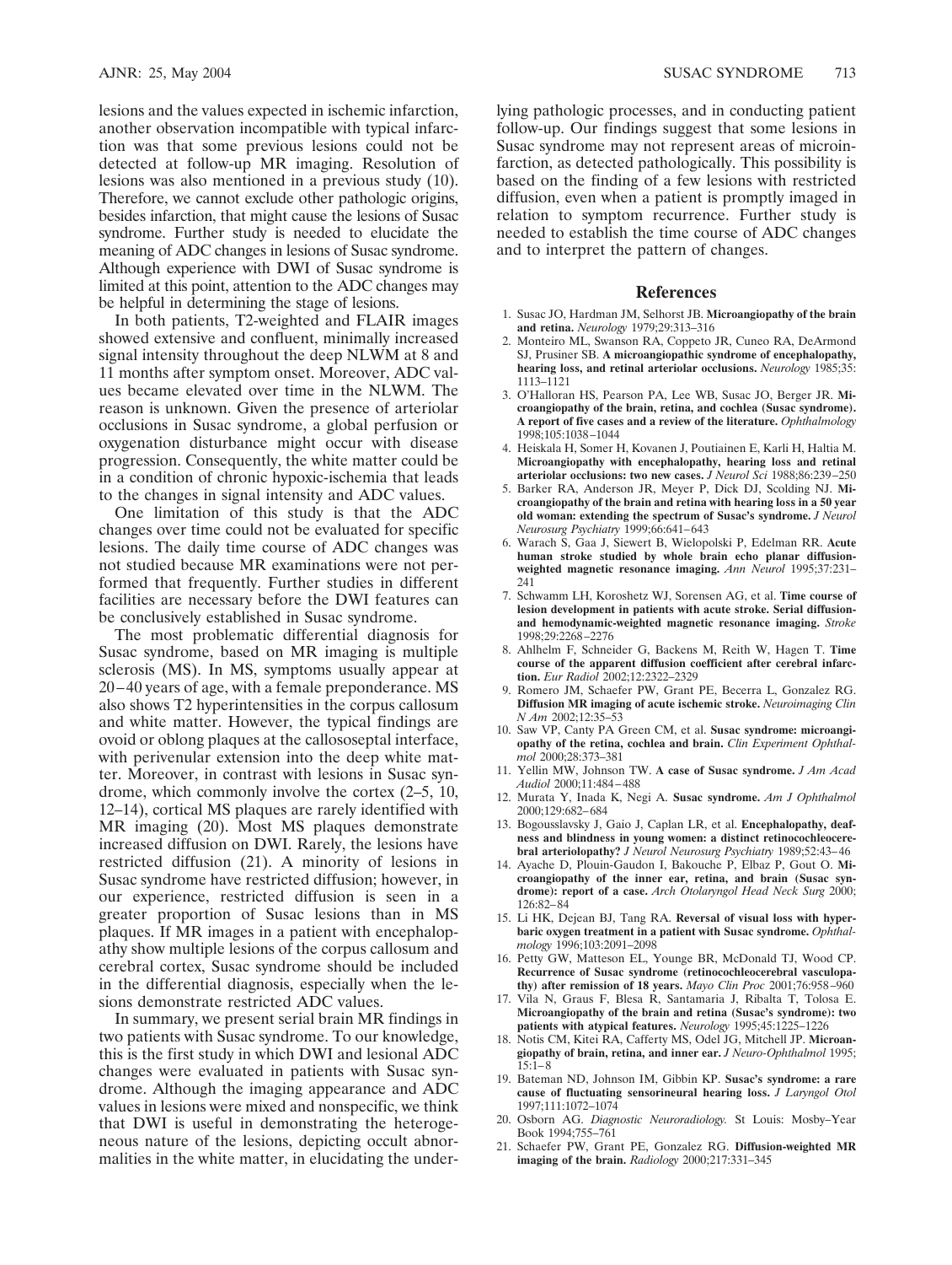lesions and the values expected in ischemic infarction, another observation incompatible with typical infarction was that some previous lesions could not be detected at follow-up MR imaging. Resolution of lesions was also mentioned in a previous study (10). Therefore, we cannot exclude other pathologic origins, besides infarction, that might cause the lesions of Susac syndrome. Further study is needed to elucidate the meaning of ADC changes in lesions of Susac syndrome. Although experience with DWI of Susac syndrome is limited at this point, attention to the ADC changes may be helpful in determining the stage of lesions.

In both patients, T2-weighted and FLAIR images showed extensive and confluent, minimally increased signal intensity throughout the deep NLWM at 8 and 11 months after symptom onset. Moreover, ADC values became elevated over time in the NLWM. The reason is unknown. Given the presence of arteriolar occlusions in Susac syndrome, a global perfusion or oxygenation disturbance might occur with disease progression. Consequently, the white matter could be in a condition of chronic hypoxic-ischemia that leads to the changes in signal intensity and ADC values.

One limitation of this study is that the ADC changes over time could not be evaluated for specific lesions. The daily time course of ADC changes was not studied because MR examinations were not performed that frequently. Further studies in different facilities are necessary before the DWI features can be conclusively established in Susac syndrome.

The most problematic differential diagnosis for Susac syndrome, based on MR imaging is multiple sclerosis (MS). In MS, symptoms usually appear at 20–40 years of age, with a female preponderance. MS also shows T2 hyperintensities in the corpus callosum and white matter. However, the typical findings are ovoid or oblong plaques at the callososeptal interface, with perivenular extension into the deep white matter. Moreover, in contrast with lesions in Susac syndrome, which commonly involve the cortex (2–5, 10, 12–14), cortical MS plaques are rarely identified with MR imaging (20). Most MS plaques demonstrate increased diffusion on DWI. Rarely, the lesions have restricted diffusion (21). A minority of lesions in Susac syndrome have restricted diffusion; however, in our experience, restricted diffusion is seen in a greater proportion of Susac lesions than in MS plaques. If MR images in a patient with encephalopathy show multiple lesions of the corpus callosum and cerebral cortex, Susac syndrome should be included in the differential diagnosis, especially when the lesions demonstrate restricted ADC values.

In summary, we present serial brain MR findings in two patients with Susac syndrome. To our knowledge, this is the first study in which DWI and lesional ADC changes were evaluated in patients with Susac syndrome. Although the imaging appearance and ADC values in lesions were mixed and nonspecific, we think that DWI is useful in demonstrating the heterogeneous nature of the lesions, depicting occult abnormalities in the white matter, in elucidating the underlying pathologic processes, and in conducting patient follow-up. Our findings suggest that some lesions in Susac syndrome may not represent areas of microinfarction, as detected pathologically. This possibility is based on the finding of a few lesions with restricted diffusion, even when a patient is promptly imaged in relation to symptom recurrence. Further study is needed to establish the time course of ADC changes and to interpret the pattern of changes.

## References

1. Susac JO, Hardman JM, Selhorst JB. **Microangiopathy of the brain and retina.** *Neurology* 1979;29:313–316
2. Monteiro ML, Swanson RA, Coppeto JR, Cuneo RA, DeArmond SJ, Prusiner SB. **A microangiopathic syndrome of encephalopathy, hearing loss, and retinal arteriolar occlusions.** *Neurology* 1985;35: 1113–1121
3. O'Halloran HS, Pearson PA, Lee WB, Susac JO, Berger JR. **Microangiopathy of the brain, retina, and cochlea (Susac syndrome). A report of five cases and a review of the literature.** *Ophthalmology* 1998;105:1038–1044
4. Heiskala H, Somer H, Kovanen J, Poutiainen E, Karli H, Haltia M. **Microangiopathy with encephalopathy, hearing loss and retinal arteriolar occlusions: two new cases.** *J Neurol Sci* 1988;86:239–250
5. Barker RA, Anderson JR, Meyer P, Dick DJ, Scolding NJ. **Microangiopathy of the brain and retina with hearing loss in a 50 year old woman: extending the spectrum of Susac's syndrome.** *J Neurol Neurosurg Psychiatry* 1999;66:641–643
6. Warach S, Gaa J, Siewert B, Wielopolski P, Edelman RR. **Acute human stroke studied by whole brain echo planar diffusion-weighted magnetic resonance imaging.** *Ann Neurol* 1995;37:231–241
7. Schwamm LH, Koroshetz WJ, Sorensen AG, et al. **Time course of lesion development in patients with acute stroke. Serial diffusion- and hemodynamic-weighted magnetic resonance imaging.** *Stroke* 1998;29:2268–2276
8. Ahlhelm F, Schneider G, Backens M, Reith W, Hagen T. **Time course of the apparent diffusion coefficient after cerebral infarction.** *Eur Radiol* 2002;12:2322–2329
9. Romero JM, Schaefer PW, Grant PE, Becerra L, Gonzalez RG. **Diffusion MR imaging of acute ischemic stroke.** *Neuroimaging Clin N Am* 2002;12:35–53
10. Saw VP, Canty PA Green CM, et al. **Susac syndrome: microangiopathy of the retina, cochlea and brain.** *Clin Experiment Ophthalmol* 2000;28:373–381
11. Yellin MW, Johnson TW. **A case of Susac syndrome.** *J Am Acad Audiol* 2000;11:484–488
12. Murata Y, Inada K, Negi A. **Susac syndrome.** *Am J Ophthalmol* 2000;129:682–684
13. Bogousslavsky J, Gaio J, Caplan LR, et al. **Encephalopathy, deafness and blindness in young women: a distinct retinocochleocerebral arteriolopathy?** *J Neurol Neurosurg Psychiatry* 1989;52:43–46
14. Ayache D, Plouin-Gaudon I, Bakouche P, Elbaz P, Gout O. **Microangiopathy of the inner ear, retina, and brain (Susac syndrome): report of a case.** *Arch Otolaryngol Head Neck Surg* 2000; 126:82–84
15. Li HK, Dejean BJ, Tang RA. **Reversal of visual loss with hyperbaric oxygen treatment in a patient with Susac syndrome.** *Ophthalmology* 1996;103:2091–2098
16. Petty GW, Matteson EL, Younge BR, McDonald TJ, Wood CP. **Recurrence of Susac syndrome (retinocochleocerebral vasculopathy) after remission of 18 years.** *Mayo Clin Proc* 2001;76:958–960
17. Vila N, Graus F, Blesa R, Santamaria J, Ribalta T, Tolosa E. **Microangiopathy of the brain and retina (Susac's syndrome): two patients with atypical features.** *Neurology* 1995;45:1225–1226
18. Notis CM, Kitei RA, Cafferty MS, Odel JG, Mitchell JP. **Microangiopathy of brain, retina, and inner ear.** *J Neuro-Ophthalmol* 1995; 15:1–8
19. Bateman ND, Johnson IM, Gibbin KP. **Susac's syndrome: a rare cause of fluctuating sensorineural hearing loss.** *J Laryngol Otol* 1997;111:1072–1074
20. Osborn AG. *Diagnostic Neuroradiology.* St Louis: Mosby–Year Book 1994;755–761
21. Schaefer PW, Grant PE, Gonzalez RG. **Diffusion-weighted MR imaging of the brain.** *Radiology* 2000;217:331–345